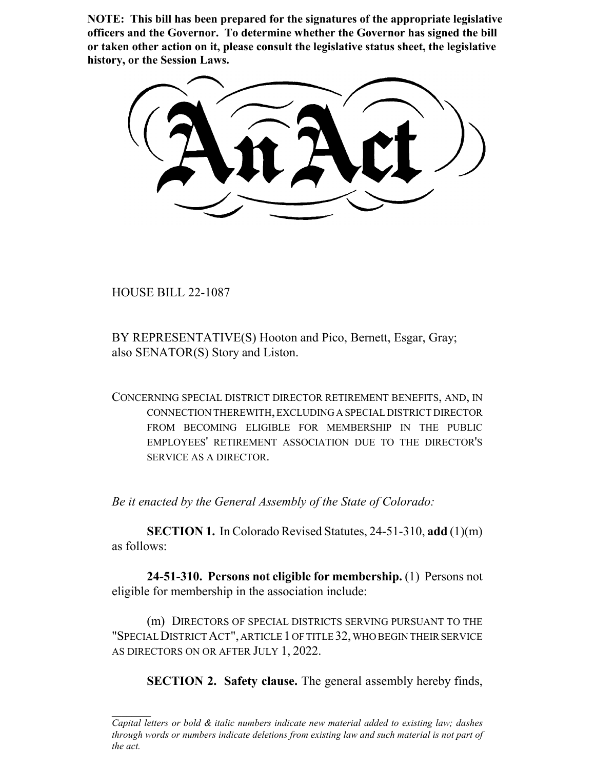**NOTE: This bill has been prepared for the signatures of the appropriate legislative officers and the Governor. To determine whether the Governor has signed the bill or taken other action on it, please consult the legislative status sheet, the legislative history, or the Session Laws.**

# An Act

HOUSE BILL 22-1087

BY REPRESENTATIVE(S) Hooton and Pico, Bernett, Esgar, Gray; also SENATOR(S) Story and Liston.

CONCERNING SPECIAL DISTRICT DIRECTOR RETIREMENT BENEFITS, AND, IN CONNECTION THEREWITH, EXCLUDING A SPECIAL DISTRICT DIRECTOR FROM BECOMING ELIGIBLE FOR MEMBERSHIP IN THE PUBLIC EMPLOYEES' RETIREMENT ASSOCIATION DUE TO THE DIRECTOR'S SERVICE AS A DIRECTOR.

*Be it enacted by the General Assembly of the State of Colorado:*

**SECTION 1.** In Colorado Revised Statutes, 24-51-310, **add** (1)(m) as follows:

**24-51-310. Persons not eligible for membership.** (1) Persons not eligible for membership in the association include:

(m) DIRECTORS OF SPECIAL DISTRICTS SERVING PURSUANT TO THE "SPECIAL DISTRICT ACT", ARTICLE 1 OF TITLE 32, WHO BEGIN THEIR SERVICE AS DIRECTORS ON OR AFTER JULY 1, 2022.

**SECTION 2. Safety clause.** The general assembly hereby finds,

*Capital letters or bold & italic numbers indicate new material added to existing law; dashes through words or numbers indicate deletions from existing law and such material is not part of the act.*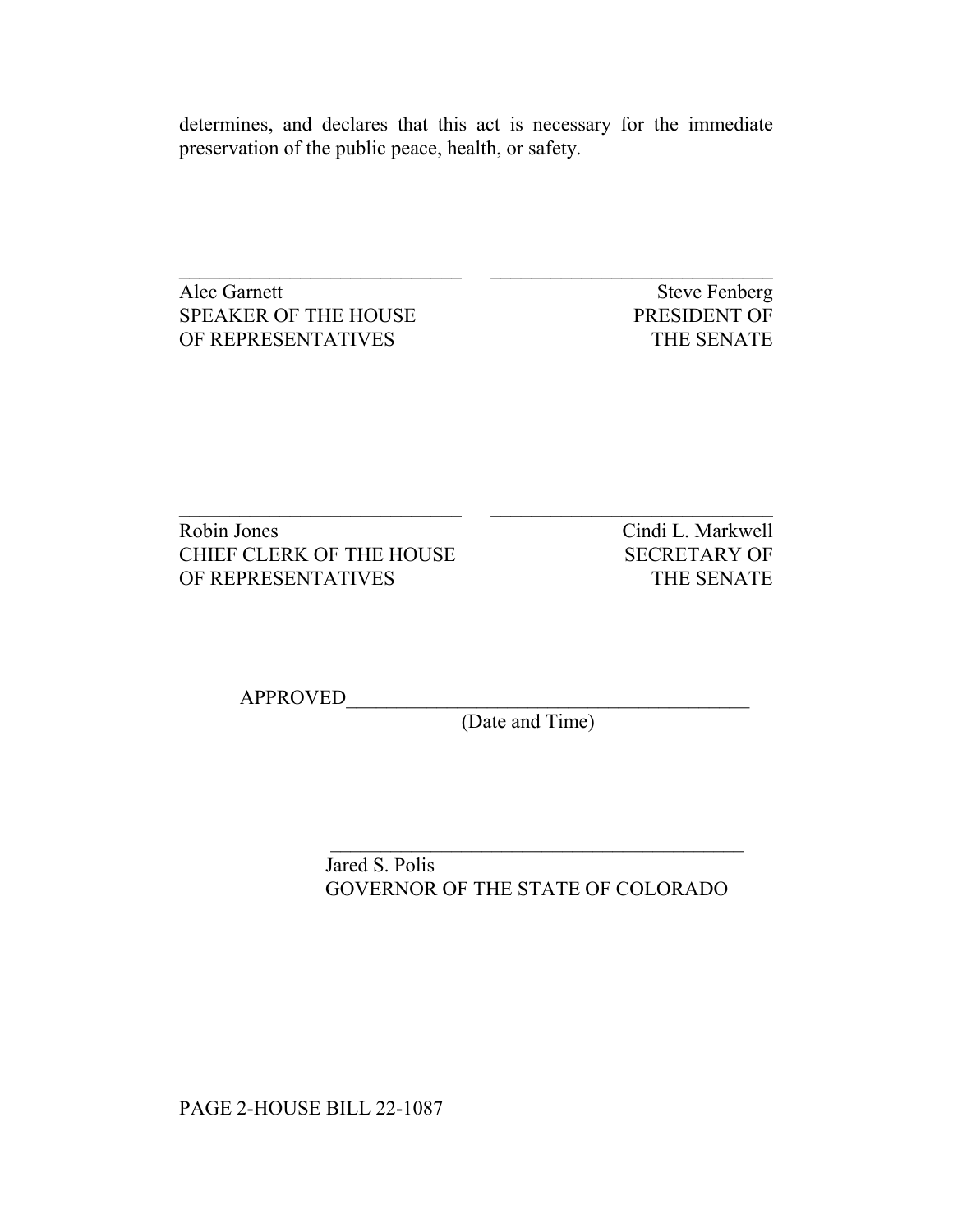determines, and declares that this act is necessary for the immediate preservation of the public peace, health, or safety.

| | |
|---|---|
| \_\_\_\_\_\_\_\_\_\_\_\_\_\_\_\_\_\_\_\_\_\_\_\_\_\_\_\_ | \_\_\_\_\_\_\_\_\_\_\_\_\_\_\_\_\_\_\_\_\_\_\_\_\_\_\_\_ |
| Alec Garnett | Steve Fenberg |
| SPEAKER OF THE HOUSE | PRESIDENT OF |
| OF REPRESENTATIVES | THE SENATE |

| | |
|---|---|
| \_\_\_\_\_\_\_\_\_\_\_\_\_\_\_\_\_\_\_\_\_\_\_\_\_\_\_\_ | \_\_\_\_\_\_\_\_\_\_\_\_\_\_\_\_\_\_\_\_\_\_\_\_\_\_\_\_ |
| Robin Jones | Cindi L. Markwell |
| CHIEF CLERK OF THE HOUSE | SECRETARY OF |
| OF REPRESENTATIVES | THE SENATE |

APPROVED________________________________________
(Date and Time)

_________________________________________
Jared S. Polis
GOVERNOR OF THE STATE OF COLORADO

PAGE 2-HOUSE BILL 22-1087